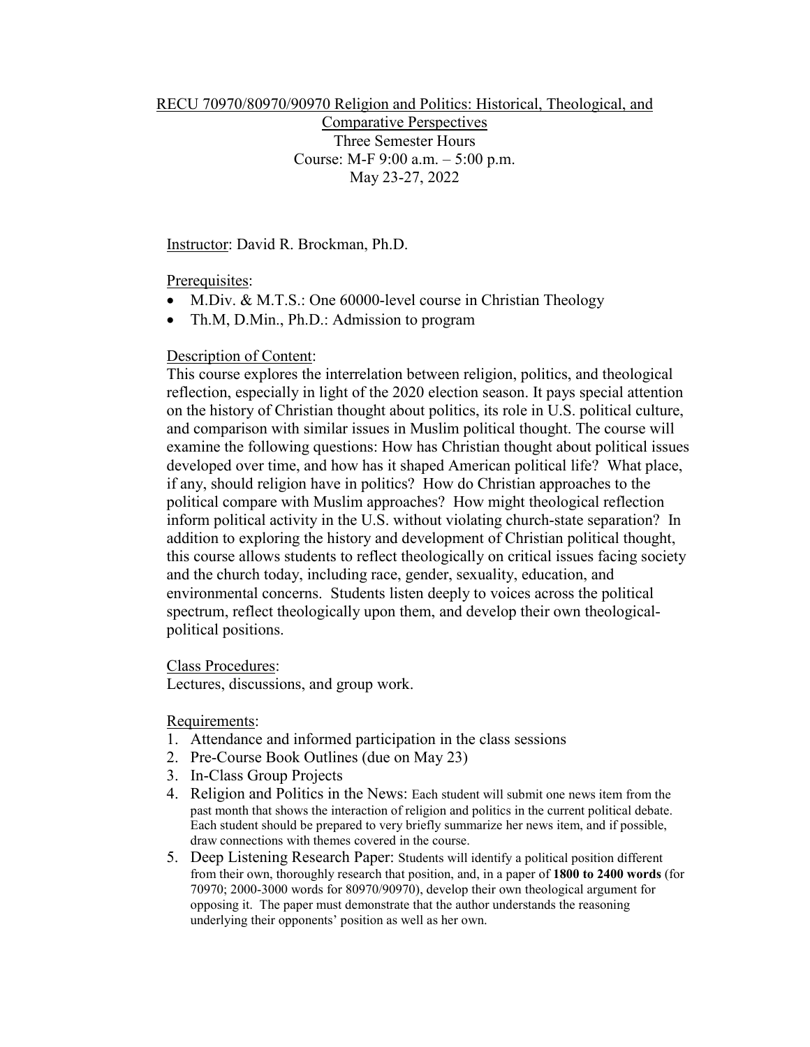# RECU 70970/80970/90970 Religion and Politics: Historical, Theological, and Comparative Perspectives

Three Semester Hours

Course: M-F 9:00 a.m. – 5:00 p.m.

May 23-27, 2022

Instructor: David R. Brockman, Ph.D.

Prerequisites:

- M.Div. & M.T.S.: One 60000-level course in Christian Theology
- Th.M, D.Min., Ph.D.: Admission to program

Description of Content:

This course explores the interrelation between religion, politics, and theological reflection, especially in light of the 2020 election season. It pays special attention on the history of Christian thought about politics, its role in U.S. political culture, and comparison with similar issues in Muslim political thought. The course will examine the following questions: How has Christian thought about political issues developed over time, and how has it shaped American political life? What place, if any, should religion have in politics? How do Christian approaches to the political compare with Muslim approaches? How might theological reflection inform political activity in the U.S. without violating church-state separation? In addition to exploring the history and development of Christian political thought, this course allows students to reflect theologically on critical issues facing society and the church today, including race, gender, sexuality, education, and environmental concerns. Students listen deeply to voices across the political spectrum, reflect theologically upon them, and develop their own theological-political positions.

Class Procedures:

Lectures, discussions, and group work.

Requirements:

1. Attendance and informed participation in the class sessions
2. Pre-Course Book Outlines (due on May 23)
3. In-Class Group Projects
4. Religion and Politics in the News: Each student will submit one news item from the past month that shows the interaction of religion and politics in the current political debate. Each student should be prepared to very briefly summarize her news item, and if possible, draw connections with themes covered in the course.
5. Deep Listening Research Paper: Students will identify a political position different from their own, thoroughly research that position, and, in a paper of **1800 to 2400 words** (for 70970; 2000-3000 words for 80970/90970), develop their own theological argument for opposing it. The paper must demonstrate that the author understands the reasoning underlying their opponents' position as well as her own.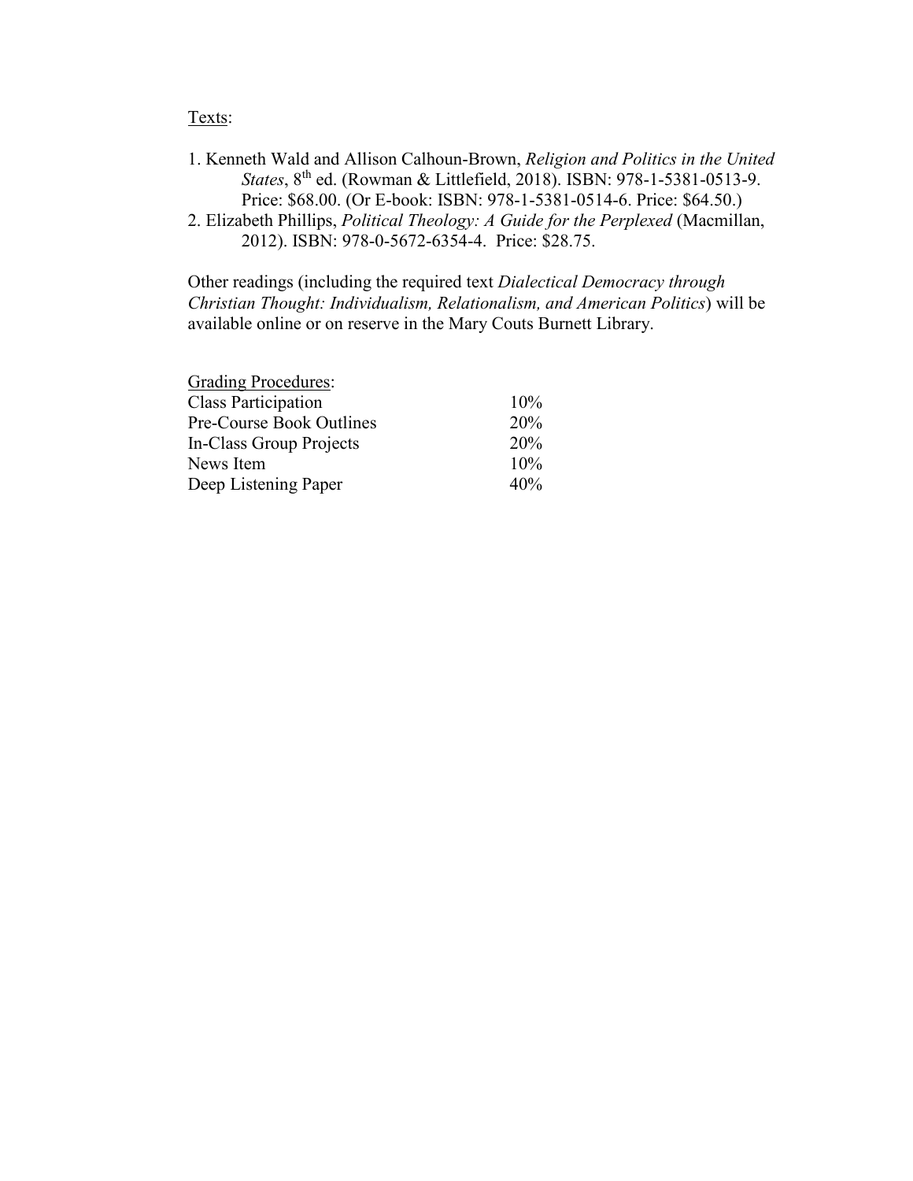Texts:

1. Kenneth Wald and Allison Calhoun-Brown, *Religion and Politics in the United States*, 8th ed. (Rowman & Littlefield, 2018). ISBN: 978-1-5381-0513-9. Price: $68.00. (Or E-book: ISBN: 978-1-5381-0514-6. Price: $64.50.)
2. Elizabeth Phillips, *Political Theology: A Guide for the Perplexed* (Macmillan, 2012). ISBN: 978-0-5672-6354-4. Price: $28.75.

Other readings (including the required text *Dialectical Democracy through Christian Thought: Individualism, Relationalism, and American Politics*) will be available online or on reserve in the Mary Couts Burnett Library.

Grading Procedures:

| | |
|---|---|
| Class Participation | 10% |
| Pre-Course Book Outlines | 20% |
| In-Class Group Projects | 20% |
| News Item | 10% |
| Deep Listening Paper | 40% |